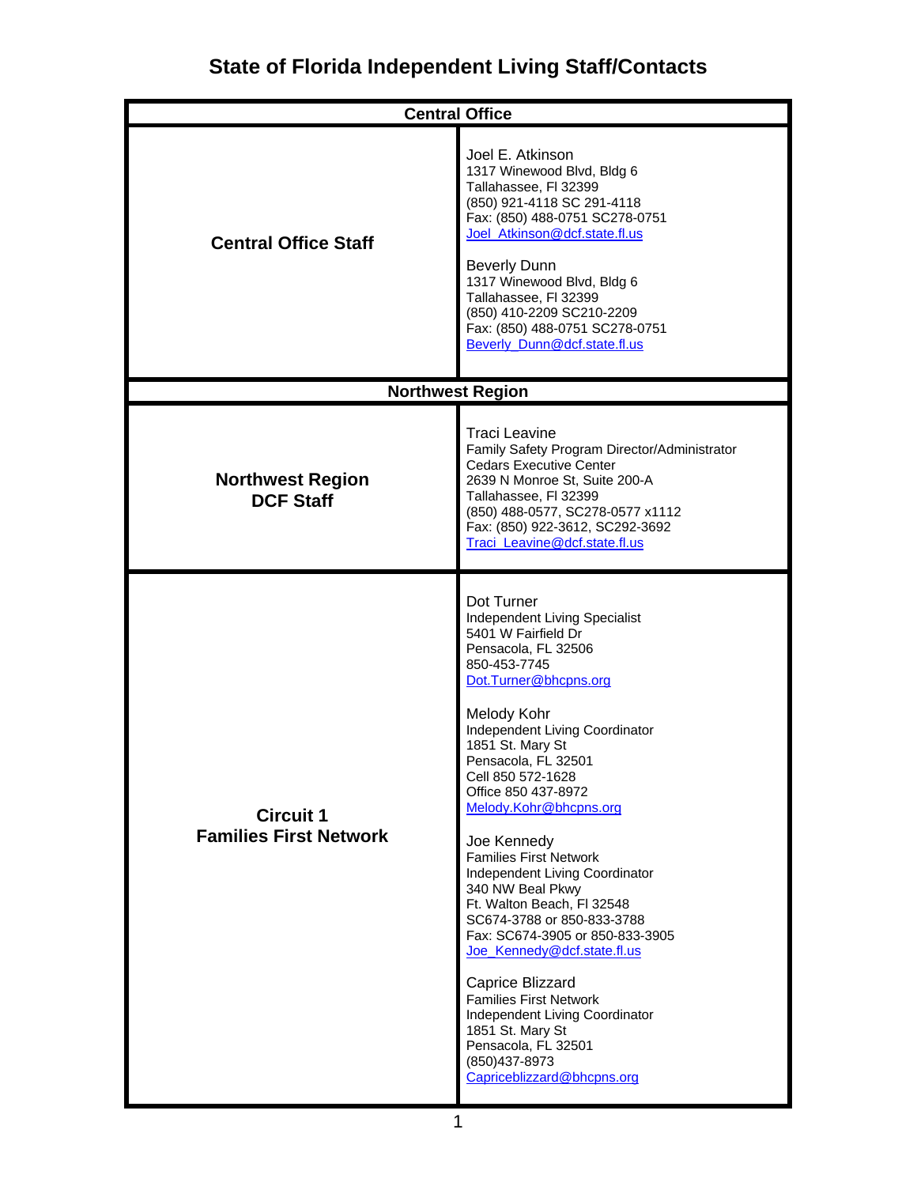# State of Florida Independent Living Staff/Contacts

| Central Office | |
|---|---|
| **Central Office Staff** | Joel E. Atkinson<br>1317 Winewood Blvd, Bldg 6<br>Tallahassee, Fl 32399<br>(850) 921-4118 SC 291-4118<br>Fax: (850) 488-0751 SC278-0751<br>Joel_Atkinson@dcf.state.fl.us<br><br>Beverly Dunn<br>1317 Winewood Blvd, Bldg 6<br>Tallahassee, Fl 32399<br>(850) 410-2209 SC210-2209<br>Fax: (850) 488-0751 SC278-0751<br>Beverly_Dunn@dcf.state.fl.us |
| **Northwest Region** | |
| **Northwest Region DCF Staff** | Traci Leavine<br>Family Safety Program Director/Administrator<br>Cedars Executive Center<br>2639 N Monroe St, Suite 200-A<br>Tallahassee, Fl 32399<br>(850) 488-0577, SC278-0577 x1112<br>Fax: (850) 922-3612, SC292-3692<br>Traci_Leavine@dcf.state.fl.us |
| **Circuit 1 Families First Network** | Dot Turner<br>Independent Living Specialist<br>5401 W Fairfield Dr<br>Pensacola, FL 32506<br>850-453-7745<br>Dot.Turner@bhcpns.org<br><br>Melody Kohr<br>Independent Living Coordinator<br>1851 St. Mary St<br>Pensacola, FL 32501<br>Cell 850 572-1628<br>Office 850 437-8972<br>Melody.Kohr@bhcpns.org<br><br>Joe Kennedy<br>Families First Network<br>Independent Living Coordinator<br>340 NW Beal Pkwy<br>Ft. Walton Beach, Fl 32548<br>SC674-3788 or 850-833-3788<br>Fax: SC674-3905 or 850-833-3905<br>Joe_Kennedy@dcf.state.fl.us<br><br>Caprice Blizzard<br>Families First Network<br>Independent Living Coordinator<br>1851 St. Mary St<br>Pensacola, FL 32501<br>(850)437-8973<br>Capriceblizzard@bhcpns.org |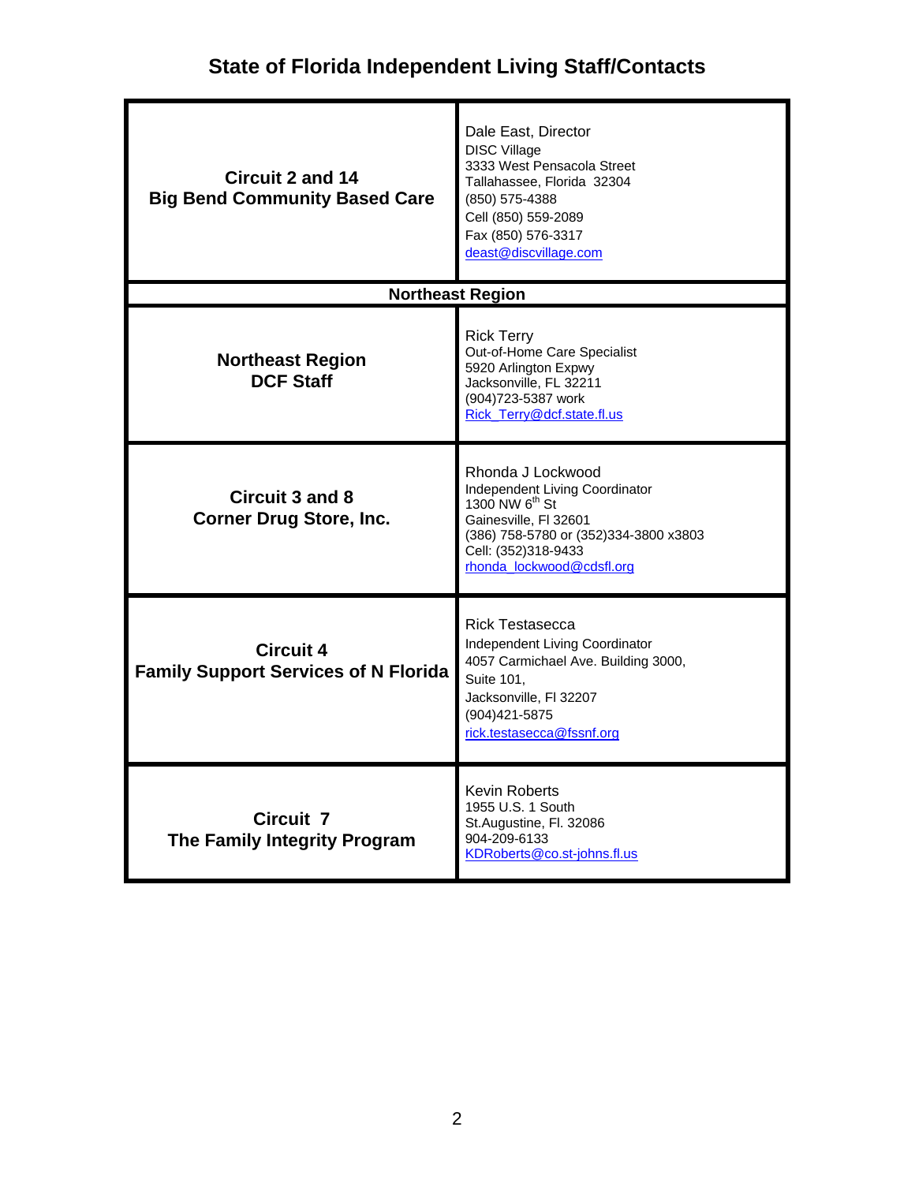# State of Florida Independent Living Staff/Contacts

| | |
|---|---|
| **Circuit 2 and 14**<br>**Big Bend Community Based Care** | Dale East, Director<br>DISC Village<br>3333 West Pensacola Street<br>Tallahassee, Florida 32304<br>(850) 575-4388<br>Cell (850) 559-2089<br>Fax (850) 576-3317<br>deast@discvillage.com |
| **Northeast Region** | |
| **Northeast Region**<br>**DCF Staff** | Rick Terry<br>Out-of-Home Care Specialist<br>5920 Arlington Expwy<br>Jacksonville, FL 32211<br>(904)723-5387 work<br>Rick_Terry@dcf.state.fl.us |
| **Circuit 3 and 8**<br>**Corner Drug Store, Inc.** | Rhonda J Lockwood<br>Independent Living Coordinator<br>1300 NW 6th St<br>Gainesville, Fl 32601<br>(386) 758-5780 or (352)334-3800 x3803<br>Cell: (352)318-9433<br>rhonda_lockwood@cdsfl.org |
| **Circuit 4**<br>**Family Support Services of N Florida** | Rick Testasecca<br>Independent Living Coordinator<br>4057 Carmichael Ave. Building 3000,<br>Suite 101,<br>Jacksonville, Fl 32207<br>(904)421-5875<br>rick.testasecca@fssnf.org |
| **Circuit 7**<br>**The Family Integrity Program** | Kevin Roberts<br>1955 U.S. 1 South<br>St.Augustine, Fl. 32086<br>904-209-6133<br>KDRoberts@co.st-johns.fl.us |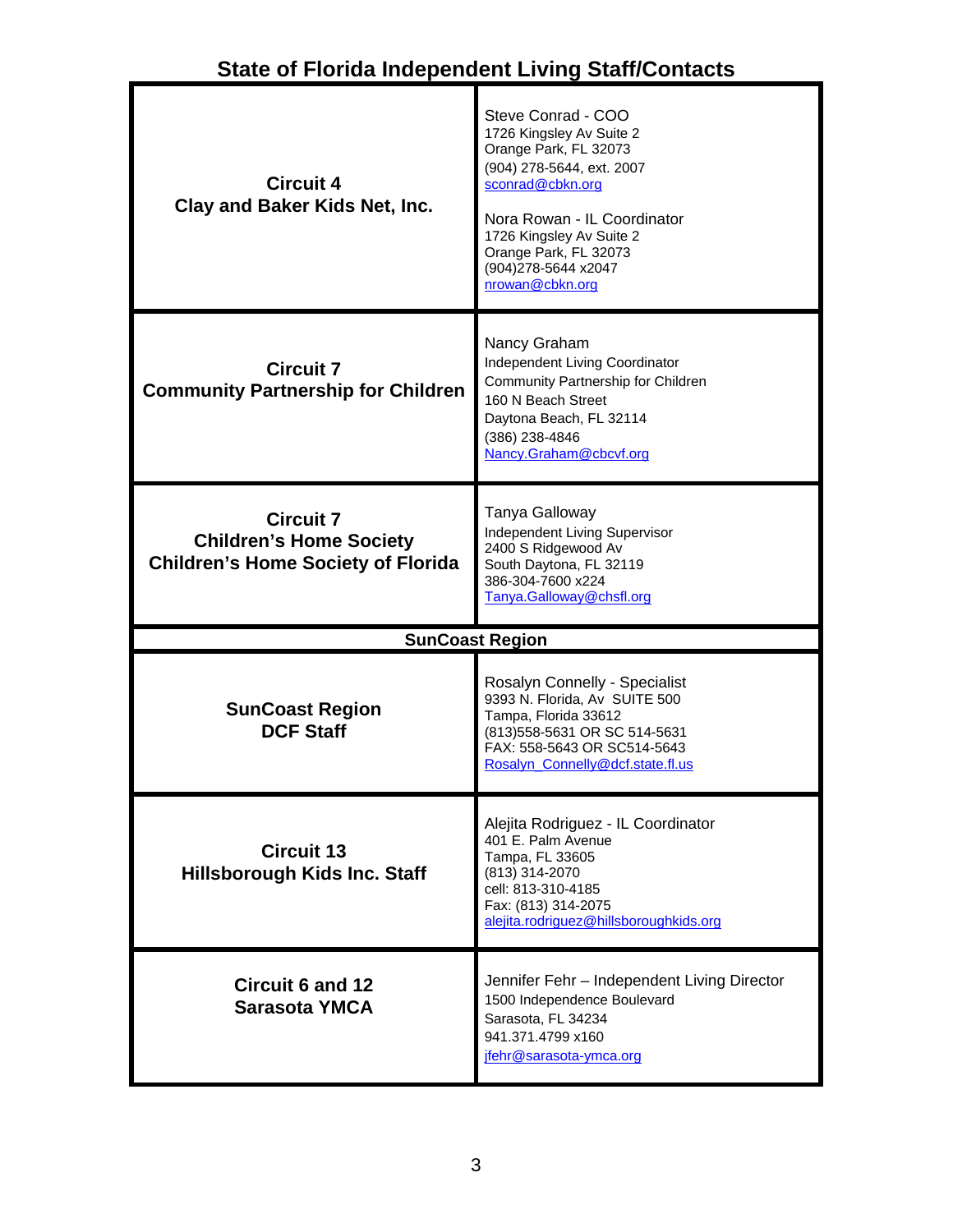## State of Florida Independent Living Staff/Contacts

| | |
|---|---|
| **Circuit 4**<br>**Clay and Baker Kids Net, Inc.** | Steve Conrad - COO<br>1726 Kingsley Av Suite 2<br>Orange Park, FL 32073<br>(904) 278-5644, ext. 2007<br>sconrad@cbkn.org<br><br>Nora Rowan - IL Coordinator<br>1726 Kingsley Av Suite 2<br>Orange Park, FL 32073<br>(904)278-5644 x2047<br>nrowan@cbkn.org |
| **Circuit 7**<br>**Community Partnership for Children** | Nancy Graham<br>Independent Living Coordinator<br>Community Partnership for Children<br>160 N Beach Street<br>Daytona Beach, FL 32114<br>(386) 238-4846<br>Nancy.Graham@cbcvf.org |
| **Circuit 7**<br>**Children's Home Society**<br>**Children's Home Society of Florida** | Tanya Galloway<br>Independent Living Supervisor<br>2400 S Ridgewood Av<br>South Daytona, FL 32119<br>386-304-7600 x224<br>Tanya.Galloway@chsfl.org |
| **SunCoast Region** | |
| **SunCoast Region**<br>**DCF Staff** | Rosalyn Connelly - Specialist<br>9393 N. Florida, Av SUITE 500<br>Tampa, Florida 33612<br>(813)558-5631 OR SC 514-5631<br>FAX: 558-5643 OR SC514-5643<br>Rosalyn_Connelly@dcf.state.fl.us |
| **Circuit 13**<br>**Hillsborough Kids Inc. Staff** | Alejita Rodriguez - IL Coordinator<br>401 E. Palm Avenue<br>Tampa, FL 33605<br>(813) 314-2070<br>cell: 813-310-4185<br>Fax: (813) 314-2075<br>alejita.rodriguez@hillsboroughkids.org |
| **Circuit 6 and 12**<br>**Sarasota YMCA** | Jennifer Fehr – Independent Living Director<br>1500 Independence Boulevard<br>Sarasota, FL 34234<br>941.371.4799 x160<br>jfehr@sarasota-ymca.org |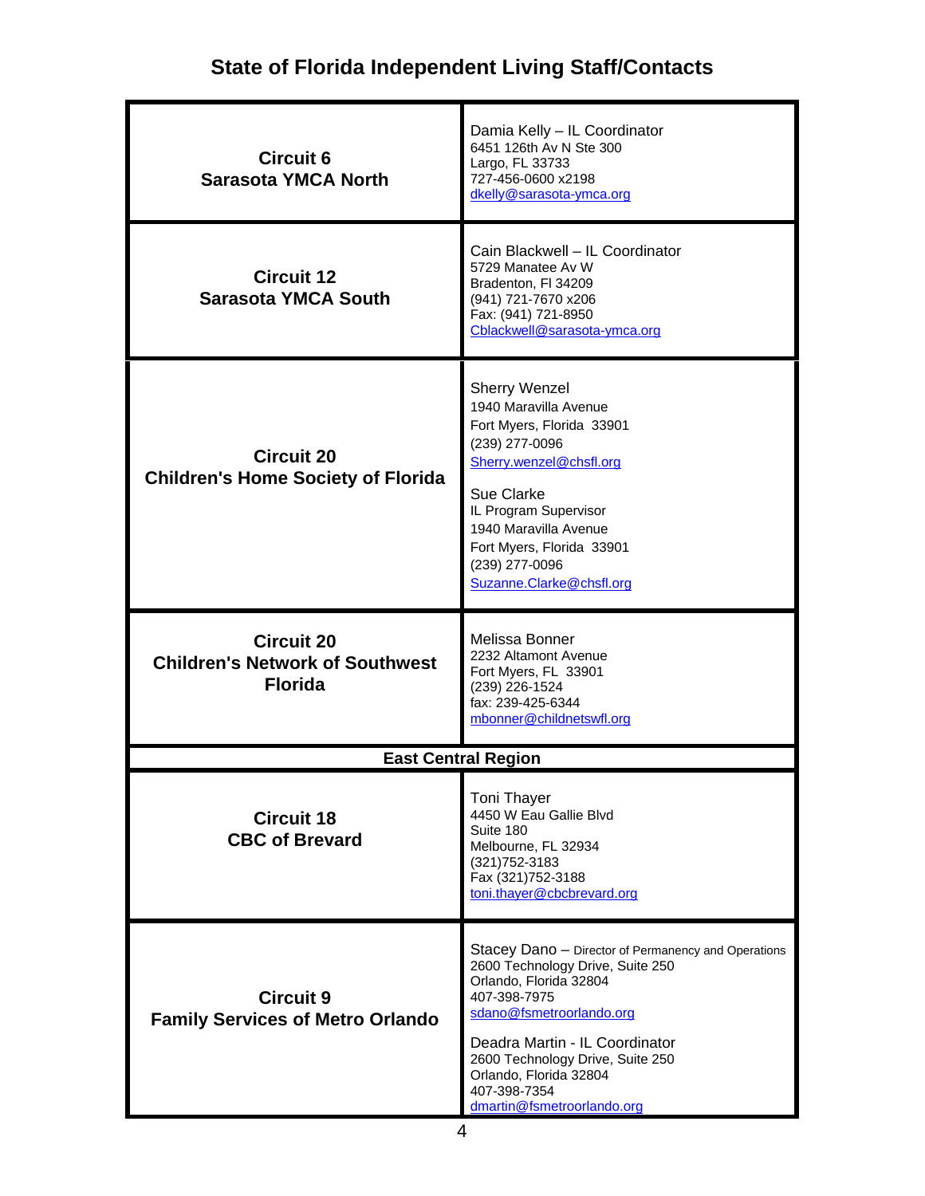# State of Florida Independent Living Staff/Contacts

| | |
|---|---|
| **Circuit 6**<br>**Sarasota YMCA North** | Damia Kelly – IL Coordinator<br>6451 126th Av N Ste 300<br>Largo, FL 33733<br>727-456-0600 x2198<br>dkelly@sarasota-ymca.org |
| **Circuit 12**<br>**Sarasota YMCA South** | Cain Blackwell – IL Coordinator<br>5729 Manatee Av W<br>Bradenton, Fl 34209<br>(941) 721-7670 x206<br>Fax: (941) 721-8950<br>Cblackwell@sarasota-ymca.org |
| **Circuit 20**<br>**Children's Home Society of Florida** | Sherry Wenzel<br>1940 Maravilla Avenue<br>Fort Myers, Florida 33901<br>(239) 277-0096<br>Sherry.wenzel@chsfl.org<br><br>Sue Clarke<br>IL Program Supervisor<br>1940 Maravilla Avenue<br>Fort Myers, Florida 33901<br>(239) 277-0096<br>Suzanne.Clarke@chsfl.org |
| **Circuit 20**<br>**Children's Network of Southwest Florida** | Melissa Bonner<br>2232 Altamont Avenue<br>Fort Myers, FL 33901<br>(239) 226-1524<br>fax: 239-425-6344<br>mbonner@childnetswfl.org |
| **East Central Region** | |
| **Circuit 18**<br>**CBC of Brevard** | Toni Thayer<br>4450 W Eau Gallie Blvd<br>Suite 180<br>Melbourne, FL 32934<br>(321)752-3183<br>Fax (321)752-3188<br>toni.thayer@cbcbrevard.org |
| **Circuit 9**<br>**Family Services of Metro Orlando** | Stacey Dano – Director of Permanency and Operations<br>2600 Technology Drive, Suite 250<br>Orlando, Florida 32804<br>407-398-7975<br>sdano@fsmetroorlando.org<br><br>Deadra Martin - IL Coordinator<br>2600 Technology Drive, Suite 250<br>Orlando, Florida 32804<br>407-398-7354<br>dmartin@fsmetroorlando.org |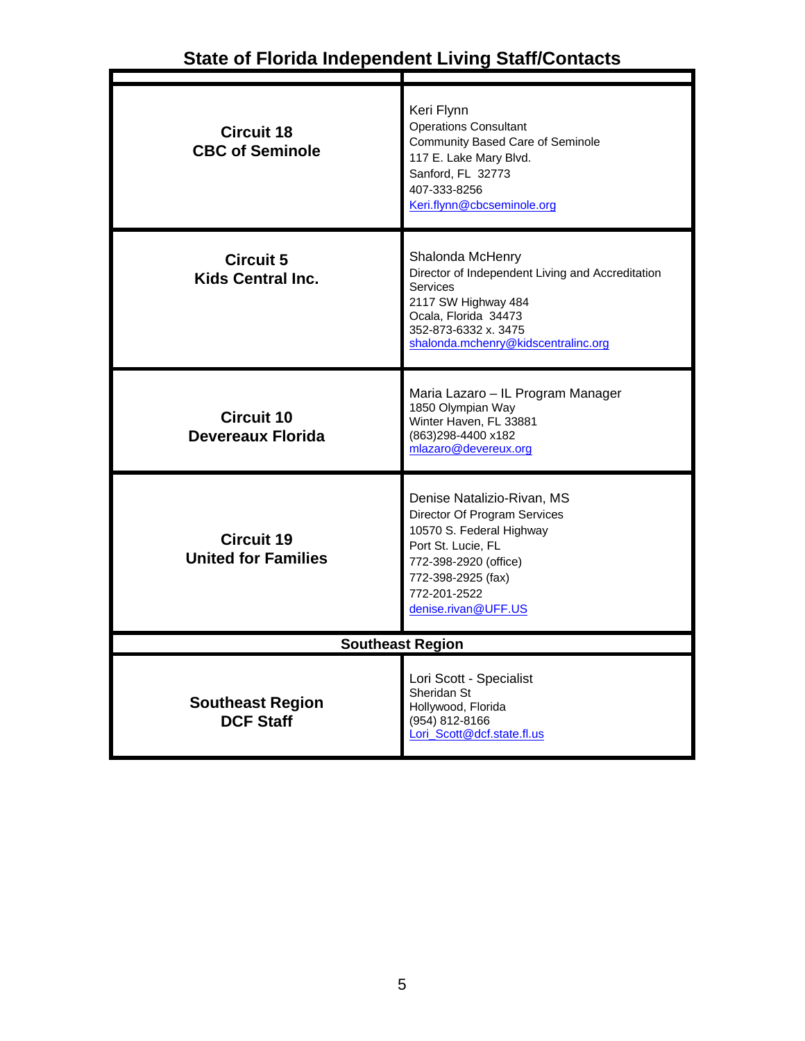## State of Florida Independent Living Staff/Contacts

| | |
|---|---|
| **Circuit 18**<br>**CBC of Seminole** | Keri Flynn<br>Operations Consultant<br>Community Based Care of Seminole<br>117 E. Lake Mary Blvd.<br>Sanford, FL 32773<br>407-333-8256<br>Keri.flynn@cbcseminole.org |
| **Circuit 5**<br>**Kids Central Inc.** | Shalonda McHenry<br>Director of Independent Living and Accreditation Services<br>2117 SW Highway 484<br>Ocala, Florida 34473<br>352-873-6332 x. 3475<br>shalonda.mchenry@kidscentralinc.org |
| **Circuit 10**<br>**Devereaux Florida** | Maria Lazaro – IL Program Manager<br>1850 Olympian Way<br>Winter Haven, FL 33881<br>(863)298-4400 x182<br>mlazaro@devereux.org |
| **Circuit 19**<br>**United for Families** | Denise Natalizio-Rivan, MS<br>Director Of Program Services<br>10570 S. Federal Highway<br>Port St. Lucie, FL<br>772-398-2920 (office)<br>772-398-2925 (fax)<br>772-201-2522<br>denise.rivan@UFF.US |
| **Southeast Region** | |
| **Southeast Region**<br>**DCF Staff** | Lori Scott - Specialist<br>Sheridan St<br>Hollywood, Florida<br>(954) 812-8166<br>Lori_Scott@dcf.state.fl.us |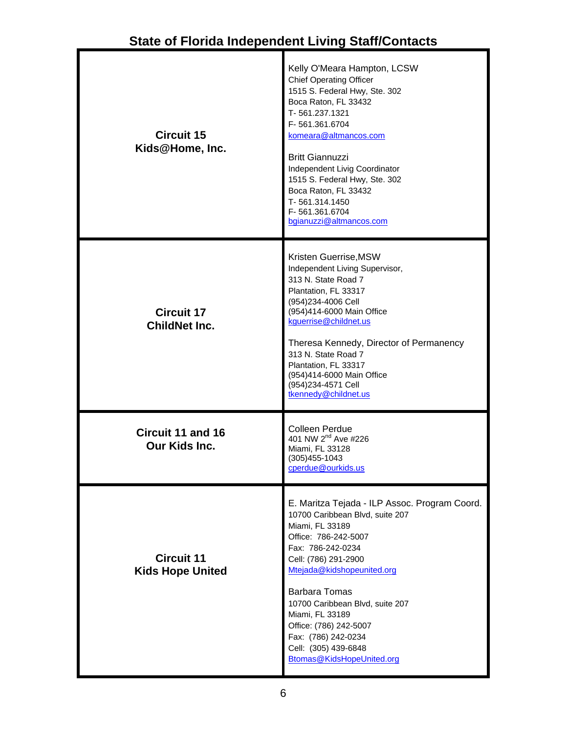## State of Florida Independent Living Staff/Contacts

| | |
|---|---|
| **Circuit 15**<br>**Kids@Home, Inc.** | Kelly O'Meara Hampton, LCSW<br>Chief Operating Officer<br>1515 S. Federal Hwy, Ste. 302<br>Boca Raton, FL 33432<br>T- 561.237.1321<br>F- 561.361.6704<br>komeara@altmancos.com<br><br>Britt Giannuzzi<br>Independent Livig Coordinator<br>1515 S. Federal Hwy, Ste. 302<br>Boca Raton, FL 33432<br>T- 561.314.1450<br>F- 561.361.6704<br>bgianuzzi@altmancos.com |
| **Circuit 17**<br>**ChildNet Inc.** | Kristen Guerrise,MSW<br>Independent Living Supervisor,<br>313 N. State Road 7<br>Plantation, FL 33317<br>(954)234-4006 Cell<br>(954)414-6000 Main Office<br>kguerrise@childnet.us<br><br>Theresa Kennedy, Director of Permanency<br>313 N. State Road 7<br>Plantation, FL 33317<br>(954)414-6000 Main Office<br>(954)234-4571 Cell<br>tkennedy@childnet.us |
| **Circuit 11 and 16**<br>**Our Kids Inc.** | Colleen Perdue<br>401 NW 2nd Ave #226<br>Miami, FL 33128<br>(305)455-1043<br>cperdue@ourkids.us |
| **Circuit 11**<br>**Kids Hope United** | E. Maritza Tejada - ILP Assoc. Program Coord.<br>10700 Caribbean Blvd, suite 207<br>Miami, FL 33189<br>Office: 786-242-5007<br>Fax: 786-242-0234<br>Cell: (786) 291-2900<br>Mtejada@kidshopeunited.org<br><br>Barbara Tomas<br>10700 Caribbean Blvd, suite 207<br>Miami, FL 33189<br>Office: (786) 242-5007<br>Fax: (786) 242-0234<br>Cell: (305) 439-6848<br>Btomas@KidsHopeUnited.org |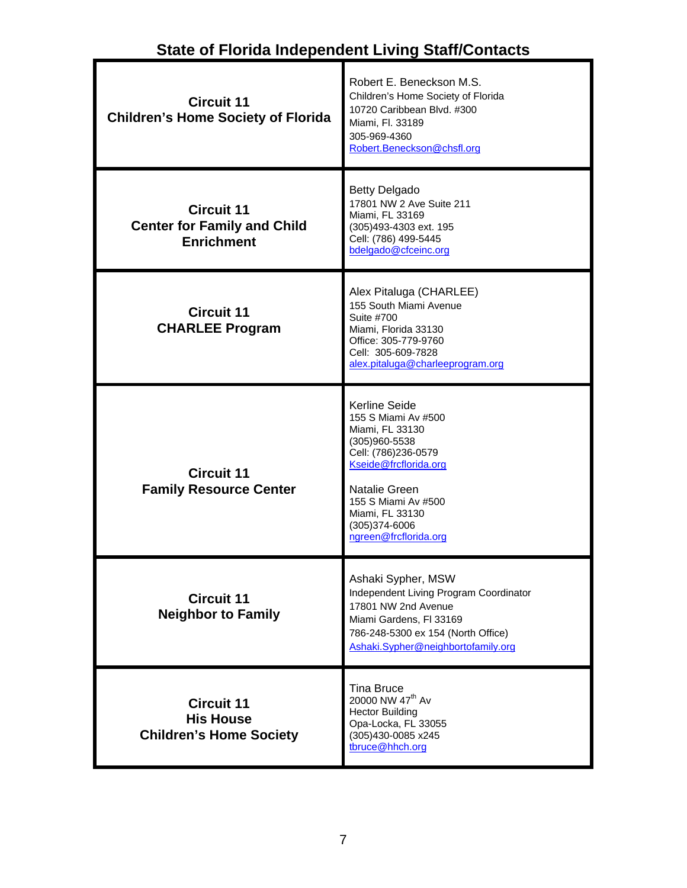# State of Florida Independent Living Staff/Contacts

| | |
|---|---|
| **Circuit 11**<br>**Children's Home Society of Florida** | Robert E. Beneckson M.S.<br>Children's Home Society of Florida<br>10720 Caribbean Blvd. #300<br>Miami, Fl. 33189<br>305-969-4360<br>Robert.Beneckson@chsfl.org |
| **Circuit 11**<br>**Center for Family and Child Enrichment** | Betty Delgado<br>17801 NW 2 Ave Suite 211<br>Miami, FL 33169<br>(305)493-4303 ext. 195<br>Cell: (786) 499-5445<br>bdelgado@cfceinc.org |
| **Circuit 11**<br>**CHARLEE Program** | Alex Pitaluga (CHARLEE)<br>155 South Miami Avenue<br>Suite #700<br>Miami, Florida 33130<br>Office: 305-779-9760<br>Cell: 305-609-7828<br>alex.pitaluga@charleeprogram.org |
| **Circuit 11**<br>**Family Resource Center** | Kerline Seide<br>155 S Miami Av #500<br>Miami, FL 33130<br>(305)960-5538<br>Cell: (786)236-0579<br>Kseide@frcflorida.org<br><br>Natalie Green<br>155 S Miami Av #500<br>Miami, FL 33130<br>(305)374-6006<br>ngreen@frcflorida.org |
| **Circuit 11**<br>**Neighbor to Family** | Ashaki Sypher, MSW<br>Independent Living Program Coordinator<br>17801 NW 2nd Avenue<br>Miami Gardens, Fl 33169<br>786-248-5300 ex 154 (North Office)<br>Ashaki.Sypher@neighbortofamily.org |
| **Circuit 11**<br>**His House**<br>**Children's Home Society** | Tina Bruce<br>20000 NW 47th Av<br>Hector Building<br>Opa-Locka, FL 33055<br>(305)430-0085 x245<br>tbruce@hhch.org |